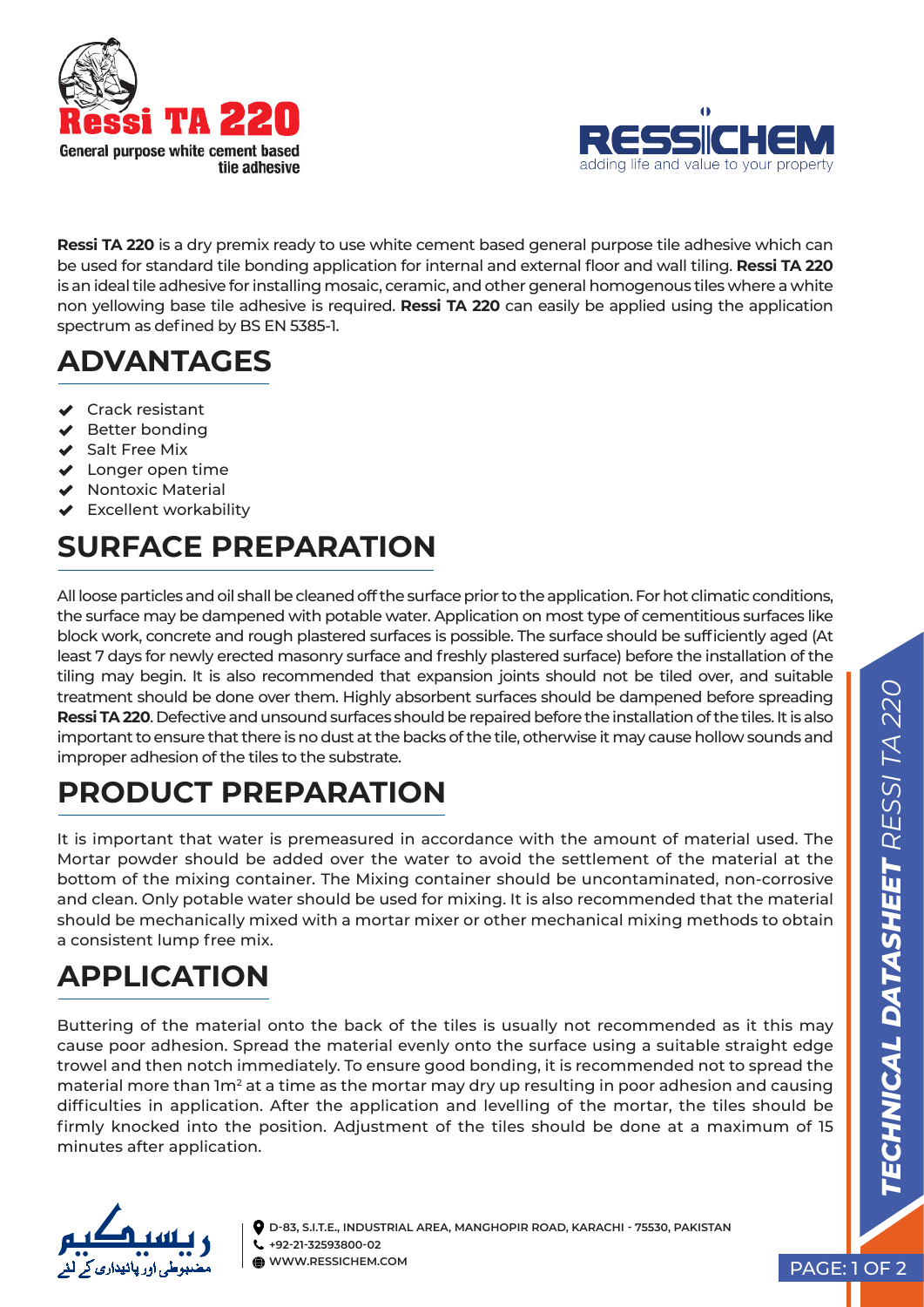# Ressi TA 220

General purpose white cement based tile adhesive

RESSICHEM

adding life and value to your property

**Ressi TA 220** is a dry premix ready to use white cement based general purpose tile adhesive which can be used for standard tile bonding application for internal and external floor and wall tiling. **Ressi TA 220** is an ideal tile adhesive for installing mosaic, ceramic, and other general homogenous tiles where a white non yellowing base tile adhesive is required. **Ressi TA 220** can easily be applied using the application spectrum as defined by BS EN 5385-1.

## ADVANTAGES

- Crack resistant
- Better bonding
- Salt Free Mix
- Longer open time
- Nontoxic Material
- Excellent workability

## SURFACE PREPARATION

All loose particles and oil shall be cleaned off the surface prior to the application. For hot climatic conditions, the surface may be dampened with potable water. Application on most type of cementitious surfaces like block work, concrete and rough plastered surfaces is possible. The surface should be sufficiently aged (At least 7 days for newly erected masonry surface and freshly plastered surface) before the installation of the tiling may begin. It is also recommended that expansion joints should not be tiled over, and suitable treatment should be done over them. Highly absorbent surfaces should be dampened before spreading **Ressi TA 220**. Defective and unsound surfaces should be repaired before the installation of the tiles. It is also important to ensure that there is no dust at the backs of the tile, otherwise it may cause hollow sounds and improper adhesion of the tiles to the substrate.

## PRODUCT PREPARATION

It is important that water is premeasured in accordance with the amount of material used. The Mortar powder should be added over the water to avoid the settlement of the material at the bottom of the mixing container. The Mixing container should be uncontaminated, non-corrosive and clean. Only potable water should be used for mixing. It is also recommended that the material should be mechanically mixed with a mortar mixer or other mechanical mixing methods to obtain a consistent lump free mix.

## APPLICATION

Buttering of the material onto the back of the tiles is usually not recommended as it this may cause poor adhesion. Spread the material evenly onto the surface using a suitable straight edge trowel and then notch immediately. To ensure good bonding, it is recommended not to spread the material more than 1m$^2$ at a time as the mortar may dry up resulting in poor adhesion and causing difficulties in application. After the application and levelling of the mortar, the tiles should be firmly knocked into the position. Adjustment of the tiles should be done at a maximum of 15 minutes after application.

ریسیکیم
مضبوطی اور پائیداری کے لئے

D-83, S.I.T.E., INDUSTRIAL AREA, MANGHOPIR ROAD, KARACHI - 75530, PAKISTAN
+92-21-32593800-02
WWW.RESSICHEM.COM

**TECHNICAL DATASHEET** *RESSI TA 220*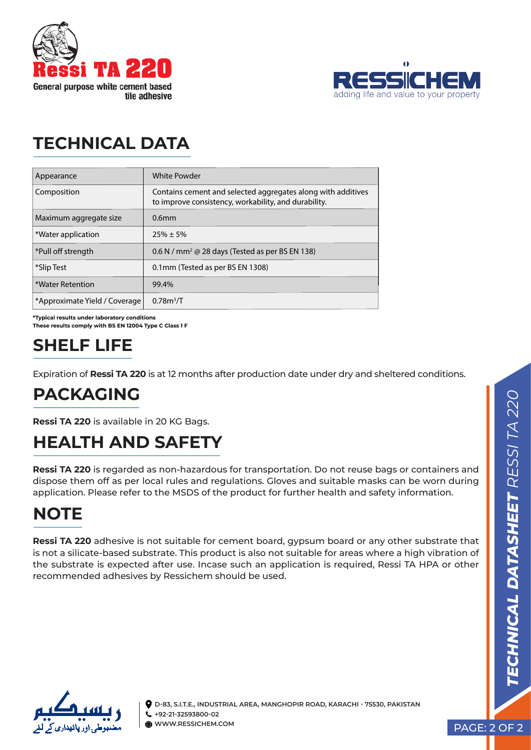Ressi TA 220

General purpose white cement based tile adhesive

RESSICHEM

adding life and value to your property

# TECHNICAL DATA

| | |
|---|---|
| Appearance | White Powder |
| Composition | Contains cement and selected aggregates along with additives to improve consistency, workability, and durability. |
| Maximum aggregate size | 0.6mm |
| *Water application | 25% ± 5% |
| *Pull off strength | 0.6 N / mm² @ 28 days (Tested as per BS EN 138) |
| *Slip Test | 0.1mm (Tested as per BS EN 1308) |
| *Water Retention | 99.4% |
| *Approximate Yield / Coverage | 0.78m³/T |

**\*Typical results under laboratory conditions**
**These results comply with BS EN 12004 Type C Class 1 F**

# SHELF LIFE

Expiration of **Ressi TA 220** is at 12 months after production date under dry and sheltered conditions.

# PACKAGING

**Ressi TA 220** is available in 20 KG Bags.

# HEALTH AND SAFETY

**Ressi TA 220** is regarded as non-hazardous for transportation. Do not reuse bags or containers and dispose them off as per local rules and regulations. Gloves and suitable masks can be worn during application. Please refer to the MSDS of the product for further health and safety information.

# NOTE

**Ressi TA 220** adhesive is not suitable for cement board, gypsum board or any other substrate that is not a silicate-based substrate. This product is also not suitable for areas where a high vibration of the substrate is expected after use. Incase such an application is required, Ressi TA HPA or other recommended adhesives by Ressichem should be used.

ریسیکیم
مضبوطی اور پائیداری کے لئے

D-83, S.I.T.E., INDUSTRIAL AREA, MANGHOPIR ROAD, KARACHI - 75530, PAKISTAN
+92-21-32593800-02
WWW.RESSICHEM.COM